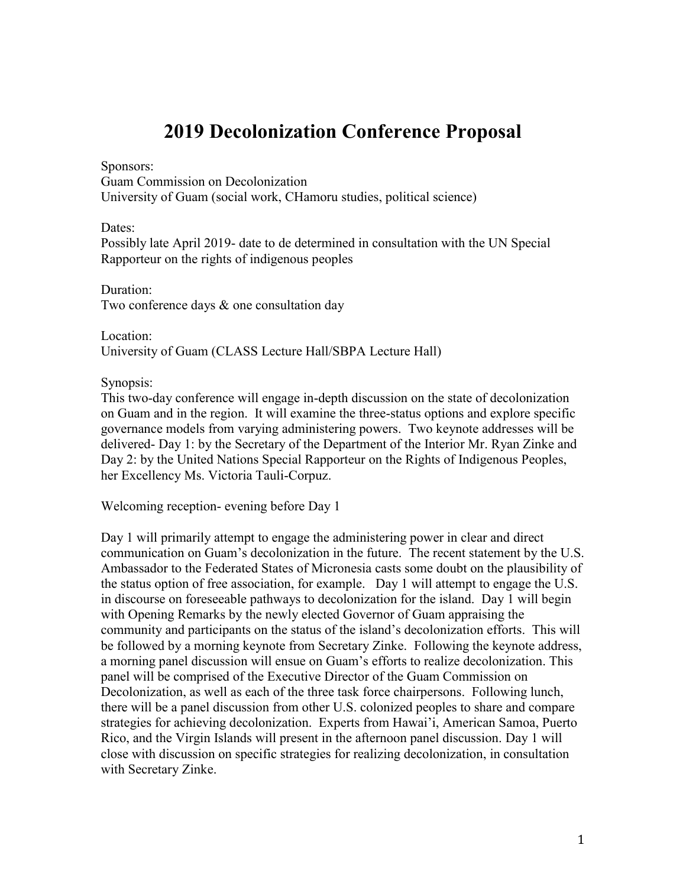# 2019 Decolonization Conference Proposal

Sponsors:
Guam Commission on Decolonization
University of Guam (social work, CHamoru studies, political science)

Dates:
Possibly late April 2019- date to de determined in consultation with the UN Special Rapporteur on the rights of indigenous peoples

Duration:
Two conference days & one consultation day

Location:
University of Guam (CLASS Lecture Hall/SBPA Lecture Hall)

Synopsis:
This two-day conference will engage in-depth discussion on the state of decolonization on Guam and in the region. It will examine the three-status options and explore specific governance models from varying administering powers. Two keynote addresses will be delivered- Day 1: by the Secretary of the Department of the Interior Mr. Ryan Zinke and Day 2: by the United Nations Special Rapporteur on the Rights of Indigenous Peoples, her Excellency Ms. Victoria Tauli-Corpuz.

Welcoming reception- evening before Day 1

Day 1 will primarily attempt to engage the administering power in clear and direct communication on Guam's decolonization in the future. The recent statement by the U.S. Ambassador to the Federated States of Micronesia casts some doubt on the plausibility of the status option of free association, for example. Day 1 will attempt to engage the U.S. in discourse on foreseeable pathways to decolonization for the island. Day 1 will begin with Opening Remarks by the newly elected Governor of Guam appraising the community and participants on the status of the island's decolonization efforts. This will be followed by a morning keynote from Secretary Zinke. Following the keynote address, a morning panel discussion will ensue on Guam's efforts to realize decolonization. This panel will be comprised of the Executive Director of the Guam Commission on Decolonization, as well as each of the three task force chairpersons. Following lunch, there will be a panel discussion from other U.S. colonized peoples to share and compare strategies for achieving decolonization. Experts from Hawai'i, American Samoa, Puerto Rico, and the Virgin Islands will present in the afternoon panel discussion. Day 1 will close with discussion on specific strategies for realizing decolonization, in consultation with Secretary Zinke.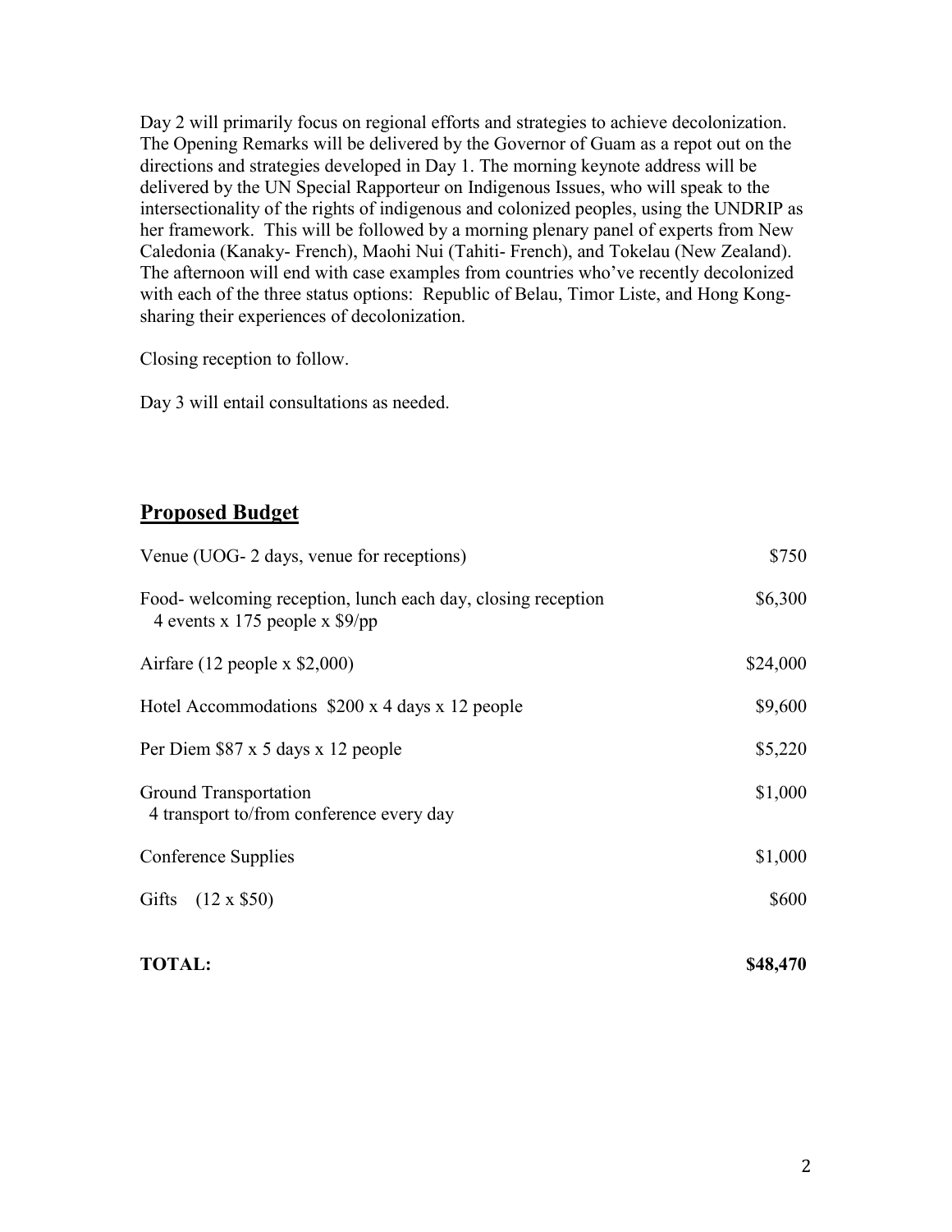Day 2 will primarily focus on regional efforts and strategies to achieve decolonization. The Opening Remarks will be delivered by the Governor of Guam as a repot out on the directions and strategies developed in Day 1. The morning keynote address will be delivered by the UN Special Rapporteur on Indigenous Issues, who will speak to the intersectionality of the rights of indigenous and colonized peoples, using the UNDRIP as her framework. This will be followed by a morning plenary panel of experts from New Caledonia (Kanaky- French), Maohi Nui (Tahiti- French), and Tokelau (New Zealand). The afternoon will end with case examples from countries who've recently decolonized with each of the three status options: Republic of Belau, Timor Liste, and Hong Kong- sharing their experiences of decolonization.

Closing reception to follow.

Day 3 will entail consultations as needed.

## Proposed Budget

| Item | Amount |
|---|---|
| Venue (UOG- 2 days, venue for receptions) | \$750 |
| Food- welcoming reception, lunch each day, closing reception<br>4 events x 175 people x \$9/pp | \$6,300 |
| Airfare (12 people x \$2,000) | \$24,000 |
| Hotel Accommodations \$200 x 4 days x 12 people | \$9,600 |
| Per Diem \$87 x 5 days x 12 people | \$5,220 |
| Ground Transportation<br>4 transport to/from conference every day | \$1,000 |
| Conference Supplies | \$1,000 |
| Gifts (12 x \$50) | \$600 |
| **TOTAL:** | **\$48,470** |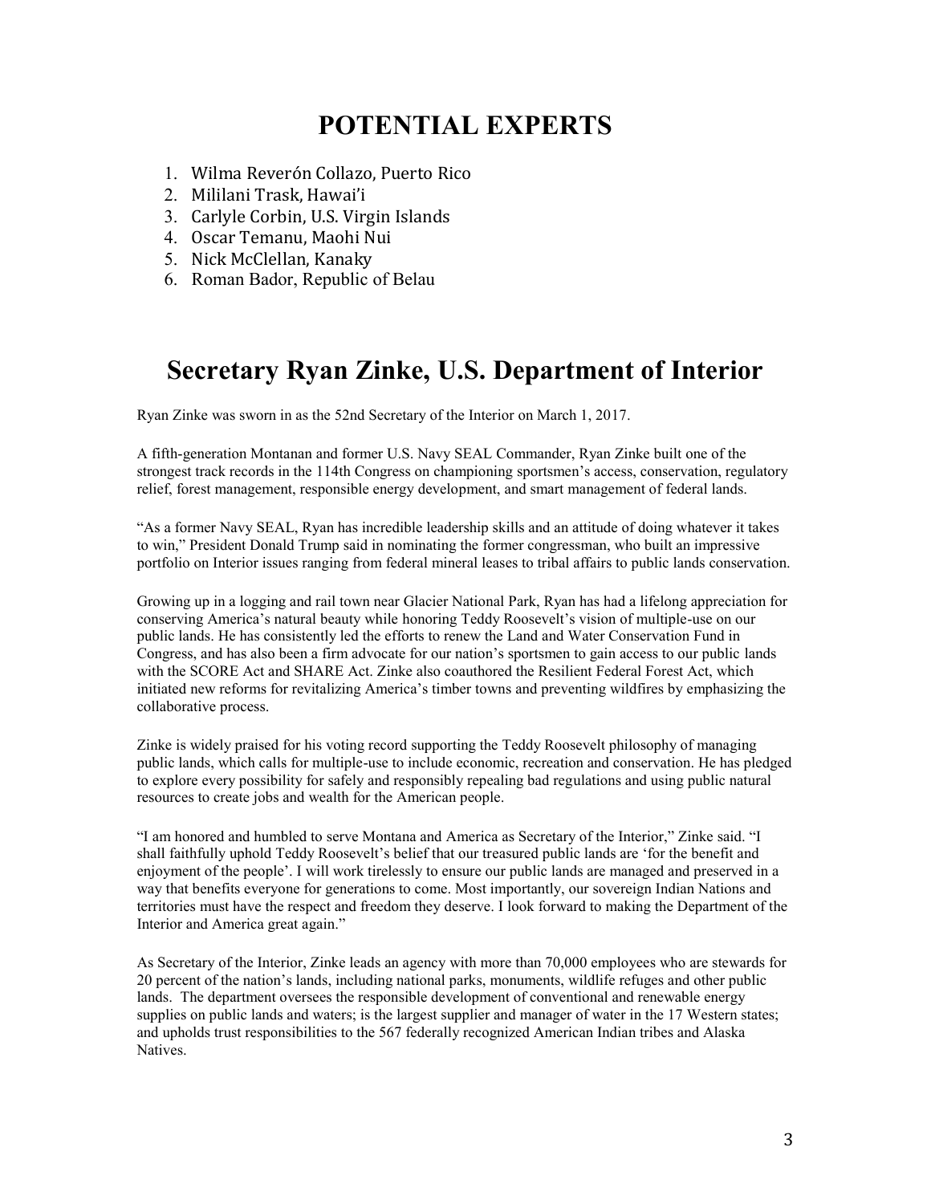# POTENTIAL EXPERTS

1. Wilma Reverón Collazo, Puerto Rico
2. Mililani Trask, Hawai'i
3. Carlyle Corbin, U.S. Virgin Islands
4. Oscar Temanu, Maohi Nui
5. Nick McClellan, Kanaky
6. Roman Bador, Republic of Belau

# Secretary Ryan Zinke, U.S. Department of Interior

Ryan Zinke was sworn in as the 52nd Secretary of the Interior on March 1, 2017.

A fifth-generation Montanan and former U.S. Navy SEAL Commander, Ryan Zinke built one of the strongest track records in the 114th Congress on championing sportsmen's access, conservation, regulatory relief, forest management, responsible energy development, and smart management of federal lands.

"As a former Navy SEAL, Ryan has incredible leadership skills and an attitude of doing whatever it takes to win," President Donald Trump said in nominating the former congressman, who built an impressive portfolio on Interior issues ranging from federal mineral leases to tribal affairs to public lands conservation.

Growing up in a logging and rail town near Glacier National Park, Ryan has had a lifelong appreciation for conserving America's natural beauty while honoring Teddy Roosevelt's vision of multiple-use on our public lands. He has consistently led the efforts to renew the Land and Water Conservation Fund in Congress, and has also been a firm advocate for our nation's sportsmen to gain access to our public lands with the SCORE Act and SHARE Act. Zinke also coauthored the Resilient Federal Forest Act, which initiated new reforms for revitalizing America's timber towns and preventing wildfires by emphasizing the collaborative process.

Zinke is widely praised for his voting record supporting the Teddy Roosevelt philosophy of managing public lands, which calls for multiple-use to include economic, recreation and conservation. He has pledged to explore every possibility for safely and responsibly repealing bad regulations and using public natural resources to create jobs and wealth for the American people.

"I am honored and humbled to serve Montana and America as Secretary of the Interior," Zinke said. "I shall faithfully uphold Teddy Roosevelt's belief that our treasured public lands are 'for the benefit and enjoyment of the people'. I will work tirelessly to ensure our public lands are managed and preserved in a way that benefits everyone for generations to come. Most importantly, our sovereign Indian Nations and territories must have the respect and freedom they deserve. I look forward to making the Department of the Interior and America great again."

As Secretary of the Interior, Zinke leads an agency with more than 70,000 employees who are stewards for 20 percent of the nation's lands, including national parks, monuments, wildlife refuges and other public lands. The department oversees the responsible development of conventional and renewable energy supplies on public lands and waters; is the largest supplier and manager of water in the 17 Western states; and upholds trust responsibilities to the 567 federally recognized American Indian tribes and Alaska Natives.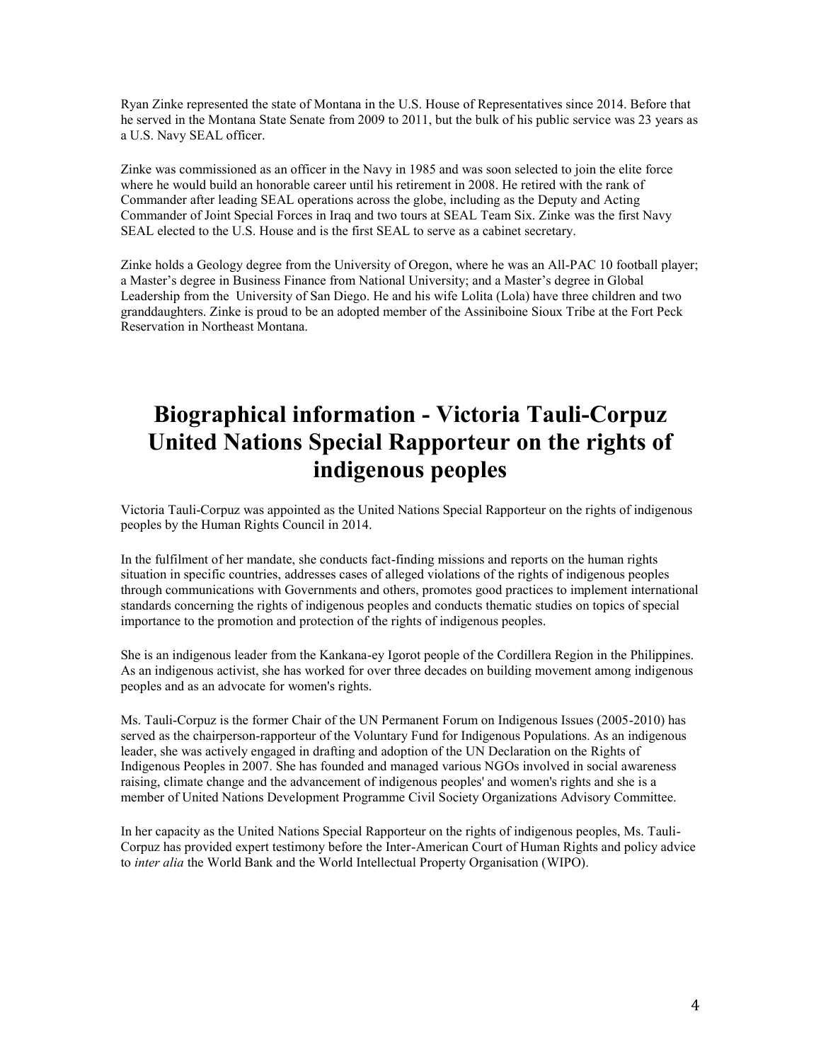Ryan Zinke represented the state of Montana in the U.S. House of Representatives since 2014. Before that he served in the Montana State Senate from 2009 to 2011, but the bulk of his public service was 23 years as a U.S. Navy SEAL officer.

Zinke was commissioned as an officer in the Navy in 1985 and was soon selected to join the elite force where he would build an honorable career until his retirement in 2008. He retired with the rank of Commander after leading SEAL operations across the globe, including as the Deputy and Acting Commander of Joint Special Forces in Iraq and two tours at SEAL Team Six. Zinke was the first Navy SEAL elected to the U.S. House and is the first SEAL to serve as a cabinet secretary.

Zinke holds a Geology degree from the University of Oregon, where he was an All-PAC 10 football player; a Master's degree in Business Finance from National University; and a Master's degree in Global Leadership from the University of San Diego. He and his wife Lolita (Lola) have three children and two granddaughters. Zinke is proud to be an adopted member of the Assiniboine Sioux Tribe at the Fort Peck Reservation in Northeast Montana.

# Biographical information - Victoria Tauli-Corpuz United Nations Special Rapporteur on the rights of indigenous peoples

Victoria Tauli-Corpuz was appointed as the United Nations Special Rapporteur on the rights of indigenous peoples by the Human Rights Council in 2014.

In the fulfilment of her mandate, she conducts fact-finding missions and reports on the human rights situation in specific countries, addresses cases of alleged violations of the rights of indigenous peoples through communications with Governments and others, promotes good practices to implement international standards concerning the rights of indigenous peoples and conducts thematic studies on topics of special importance to the promotion and protection of the rights of indigenous peoples.

She is an indigenous leader from the Kankana-ey Igorot people of the Cordillera Region in the Philippines. As an indigenous activist, she has worked for over three decades on building movement among indigenous peoples and as an advocate for women's rights.

Ms. Tauli-Corpuz is the former Chair of the UN Permanent Forum on Indigenous Issues (2005-2010) has served as the chairperson-rapporteur of the Voluntary Fund for Indigenous Populations. As an indigenous leader, she was actively engaged in drafting and adoption of the UN Declaration on the Rights of Indigenous Peoples in 2007. She has founded and managed various NGOs involved in social awareness raising, climate change and the advancement of indigenous peoples' and women's rights and she is a member of United Nations Development Programme Civil Society Organizations Advisory Committee.

In her capacity as the United Nations Special Rapporteur on the rights of indigenous peoples, Ms. Tauli-Corpuz has provided expert testimony before the Inter-American Court of Human Rights and policy advice to *inter alia* the World Bank and the World Intellectual Property Organisation (WIPO).